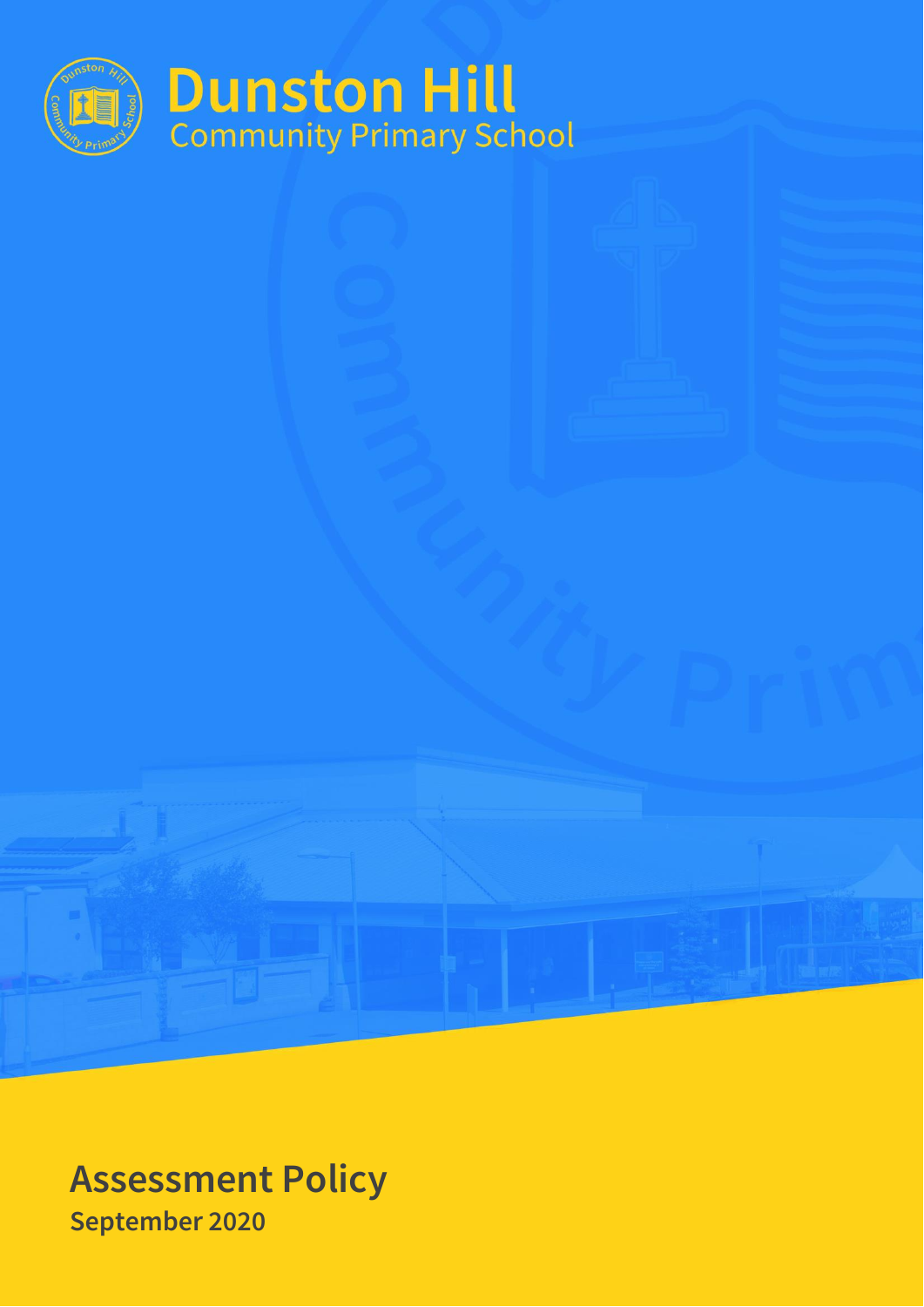# Dunston Hill
Community Primary School

# Assessment Policy

**September 2020**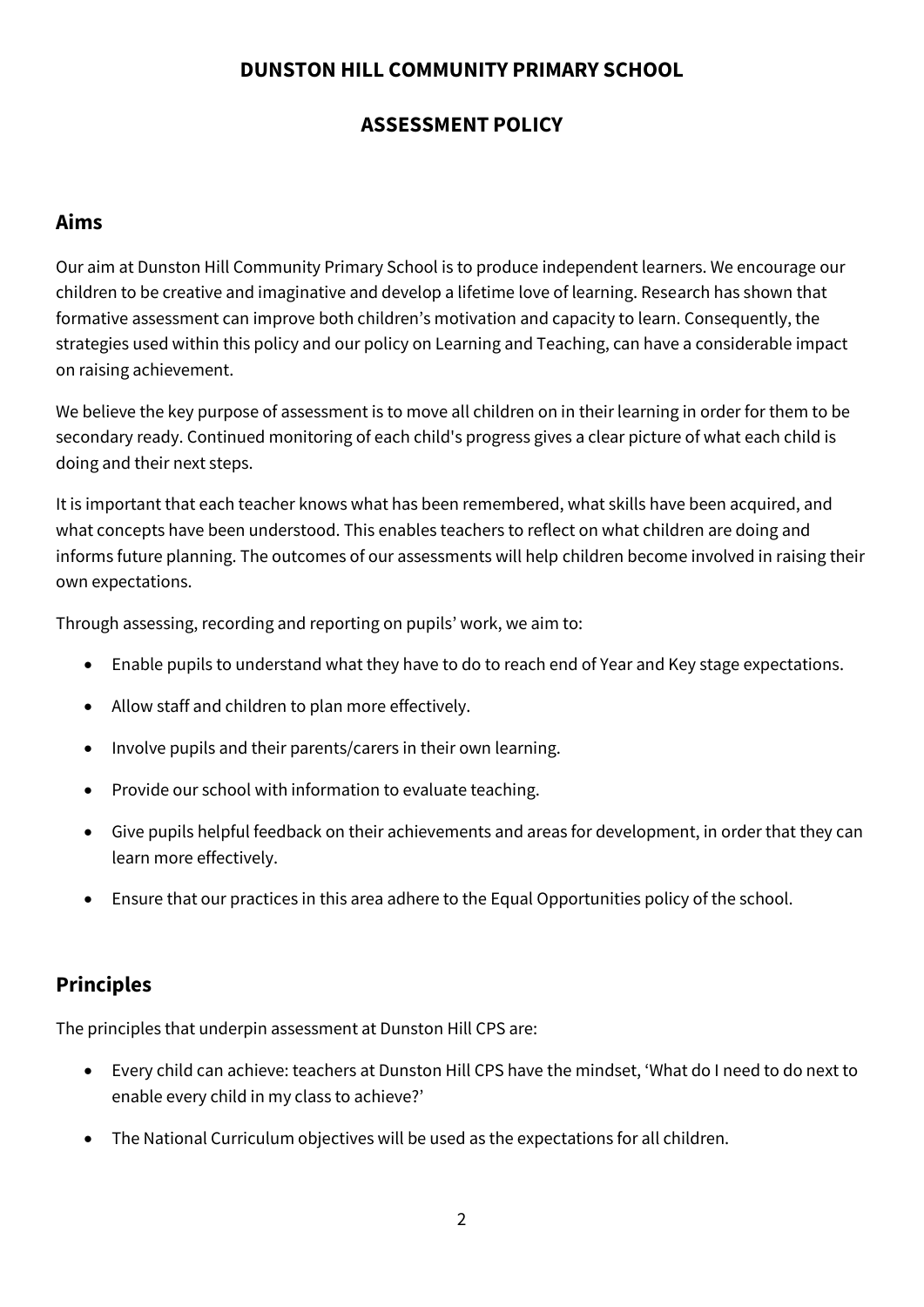# DUNSTON HILL COMMUNITY PRIMARY SCHOOL

# ASSESSMENT POLICY

## Aims

Our aim at Dunston Hill Community Primary School is to produce independent learners. We encourage our children to be creative and imaginative and develop a lifetime love of learning. Research has shown that formative assessment can improve both children's motivation and capacity to learn. Consequently, the strategies used within this policy and our policy on Learning and Teaching, can have a considerable impact on raising achievement.

We believe the key purpose of assessment is to move all children on in their learning in order for them to be secondary ready. Continued monitoring of each child's progress gives a clear picture of what each child is doing and their next steps.

It is important that each teacher knows what has been remembered, what skills have been acquired, and what concepts have been understood. This enables teachers to reflect on what children are doing and informs future planning. The outcomes of our assessments will help children become involved in raising their own expectations.

Through assessing, recording and reporting on pupils' work, we aim to:

- Enable pupils to understand what they have to do to reach end of Year and Key stage expectations.
- Allow staff and children to plan more effectively.
- Involve pupils and their parents/carers in their own learning.
- Provide our school with information to evaluate teaching.
- Give pupils helpful feedback on their achievements and areas for development, in order that they can learn more effectively.
- Ensure that our practices in this area adhere to the Equal Opportunities policy of the school.

## Principles

The principles that underpin assessment at Dunston Hill CPS are:

- Every child can achieve: teachers at Dunston Hill CPS have the mindset, 'What do I need to do next to enable every child in my class to achieve?'
- The National Curriculum objectives will be used as the expectations for all children.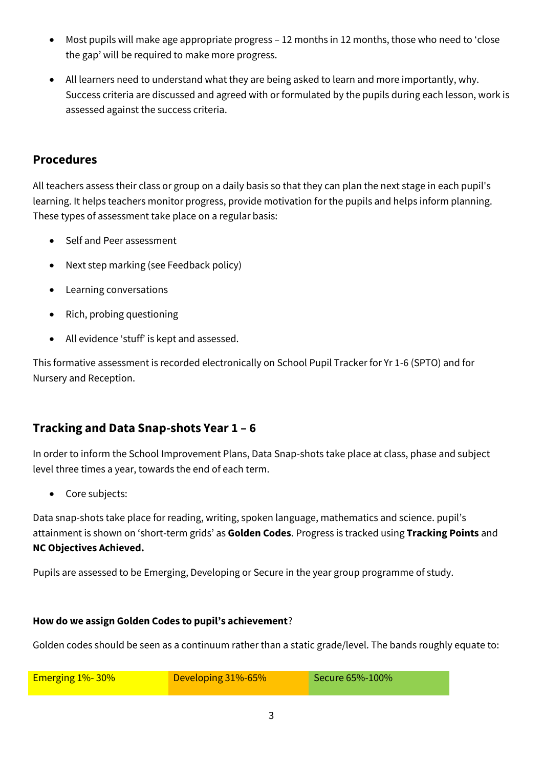- Most pupils will make age appropriate progress – 12 months in 12 months, those who need to 'close the gap' will be required to make more progress.
- All learners need to understand what they are being asked to learn and more importantly, why. Success criteria are discussed and agreed with or formulated by the pupils during each lesson, work is assessed against the success criteria.

## Procedures

All teachers assess their class or group on a daily basis so that they can plan the next stage in each pupil's learning. It helps teachers monitor progress, provide motivation for the pupils and helps inform planning. These types of assessment take place on a regular basis:

- Self and Peer assessment
- Next step marking (see Feedback policy)
- Learning conversations
- Rich, probing questioning
- All evidence 'stuff' is kept and assessed.

This formative assessment is recorded electronically on School Pupil Tracker for Yr 1-6 (SPTO) and for Nursery and Reception.

## Tracking and Data Snap-shots Year 1 – 6

In order to inform the School Improvement Plans, Data Snap-shots take place at class, phase and subject level three times a year, towards the end of each term.

- Core subjects:

Data snap-shots take place for reading, writing, spoken language, mathematics and science. pupil's attainment is shown on 'short-term grids' as **Golden Codes**. Progress is tracked using **Tracking Points** and **NC Objectives Achieved.**

Pupils are assessed to be Emerging, Developing or Secure in the year group programme of study.

**How do we assign Golden Codes to pupil's achievement**?

Golden codes should be seen as a continuum rather than a static grade/level. The bands roughly equate to:

| Emerging 1%- 30% | Developing 31%-65% | Secure 65%-100% |
|---|---|---|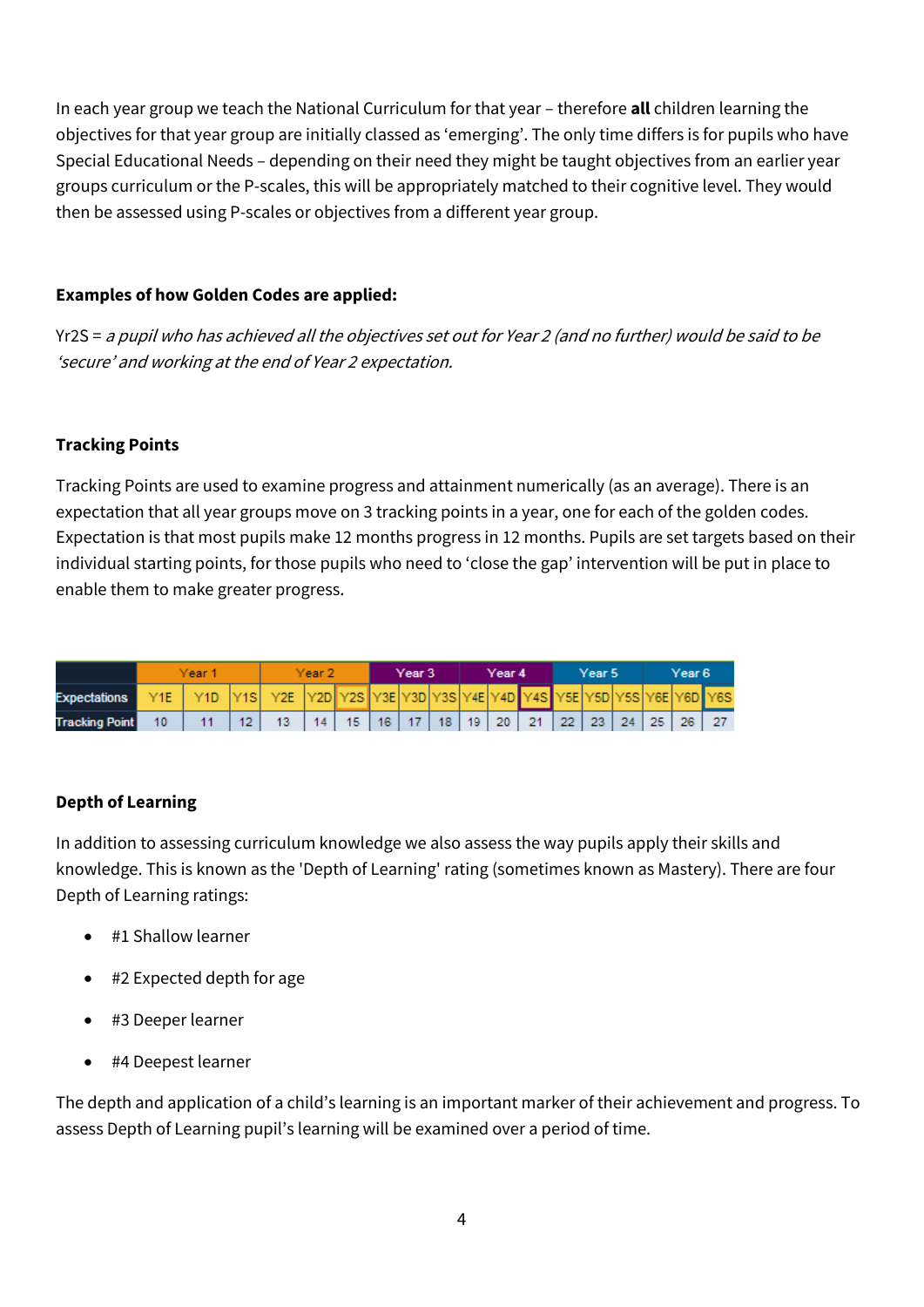In each year group we teach the National Curriculum for that year – therefore **all** children learning the objectives for that year group are initially classed as 'emerging'. The only time differs is for pupils who have Special Educational Needs – depending on their need they might be taught objectives from an earlier year groups curriculum or the P-scales, this will be appropriately matched to their cognitive level. They would then be assessed using P-scales or objectives from a different year group.

**Examples of how Golden Codes are applied:**

Yr2S = *a pupil who has achieved all the objectives set out for Year 2 (and no further) would be said to be 'secure' and working at the end of Year 2 expectation.*

**Tracking Points**

Tracking Points are used to examine progress and attainment numerically (as an average). There is an expectation that all year groups move on 3 tracking points in a year, one for each of the golden codes. Expectation is that most pupils make 12 months progress in 12 months. Pupils are set targets based on their individual starting points, for those pupils who need to 'close the gap' intervention will be put in place to enable them to make greater progress.

| | Year 1 | | | Year 2 | | | Year 3 | | | Year 4 | | | Year 5 | | | Year 6 | | |
|---|---|---|---|---|---|---|---|---|---|---|---|---|---|---|---|---|---|---|
| Expectations | Y1E | Y1D | Y1S | Y2E | Y2D | Y2S | Y3E | Y3D | Y3S | Y4E | Y4D | Y4S | Y5E | Y5D | Y5S | Y6E | Y6D | Y6S |
| Tracking Point | 10 | 11 | 12 | 13 | 14 | 15 | 16 | 17 | 18 | 19 | 20 | 21 | 22 | 23 | 24 | 25 | 26 | 27 |

**Depth of Learning**

In addition to assessing curriculum knowledge we also assess the way pupils apply their skills and knowledge. This is known as the 'Depth of Learning' rating (sometimes known as Mastery). There are four Depth of Learning ratings:

- #1 Shallow learner
- #2 Expected depth for age
- #3 Deeper learner
- #4 Deepest learner

The depth and application of a child's learning is an important marker of their achievement and progress. To assess Depth of Learning pupil's learning will be examined over a period of time.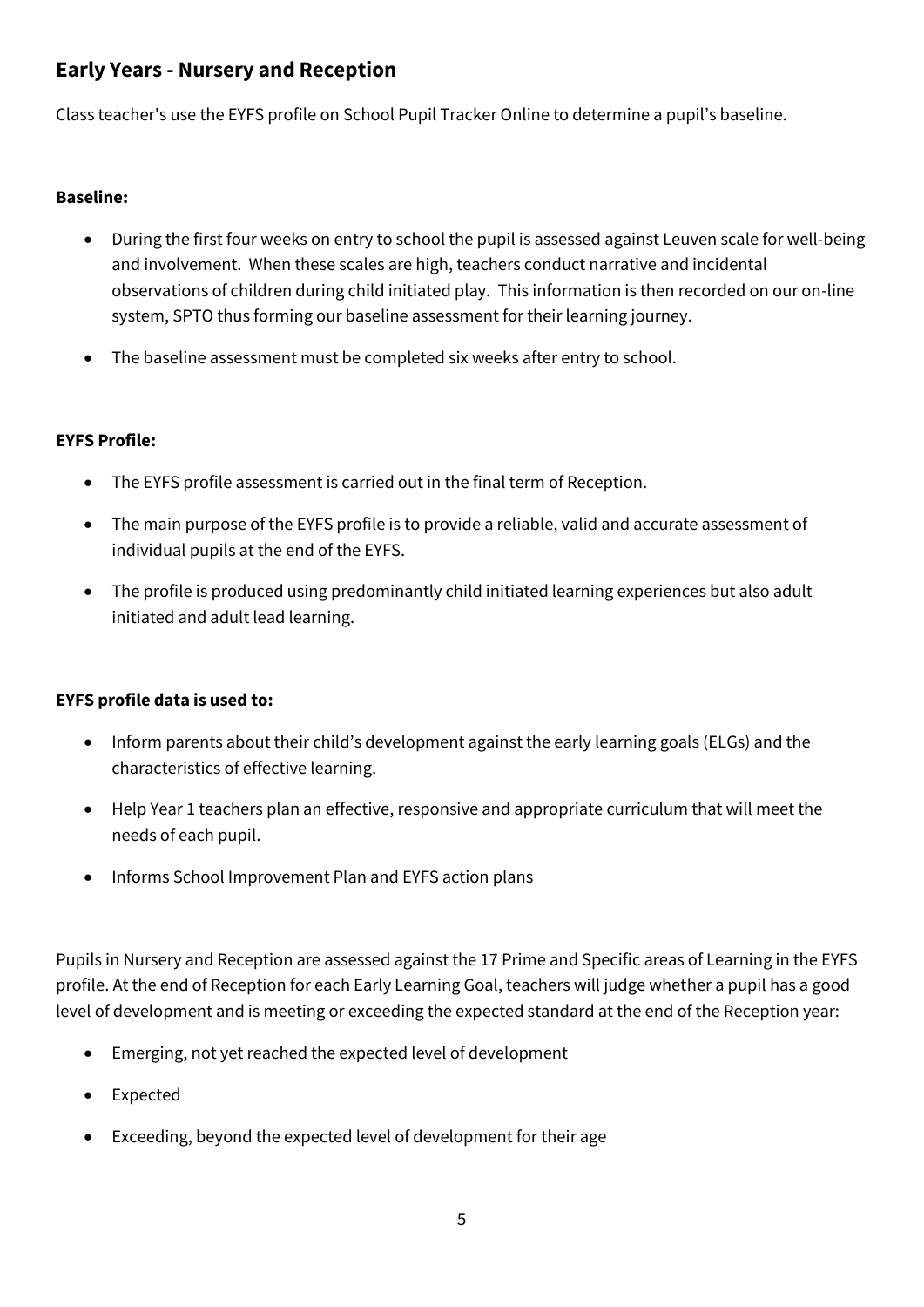## Early Years - Nursery and Reception

Class teacher's use the EYFS profile on School Pupil Tracker Online to determine a pupil's baseline.

**Baseline:**

- During the first four weeks on entry to school the pupil is assessed against Leuven scale for well-being and involvement. When these scales are high, teachers conduct narrative and incidental observations of children during child initiated play. This information is then recorded on our on-line system, SPTO thus forming our baseline assessment for their learning journey.
- The baseline assessment must be completed six weeks after entry to school.

**EYFS Profile:**

- The EYFS profile assessment is carried out in the final term of Reception.
- The main purpose of the EYFS profile is to provide a reliable, valid and accurate assessment of individual pupils at the end of the EYFS.
- The profile is produced using predominantly child initiated learning experiences but also adult initiated and adult lead learning.

**EYFS profile data is used to:**

- Inform parents about their child's development against the early learning goals (ELGs) and the characteristics of effective learning.
- Help Year 1 teachers plan an effective, responsive and appropriate curriculum that will meet the needs of each pupil.
- Informs School Improvement Plan and EYFS action plans

Pupils in Nursery and Reception are assessed against the 17 Prime and Specific areas of Learning in the EYFS profile. At the end of Reception for each Early Learning Goal, teachers will judge whether a pupil has a good level of development and is meeting or exceeding the expected standard at the end of the Reception year:

- Emerging, not yet reached the expected level of development
- Expected
- Exceeding, beyond the expected level of development for their age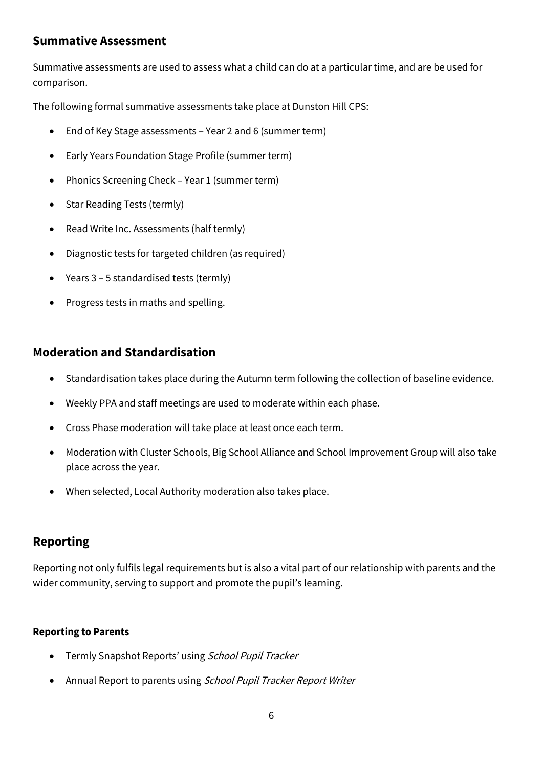## Summative Assessment

Summative assessments are used to assess what a child can do at a particular time, and are be used for comparison.

The following formal summative assessments take place at Dunston Hill CPS:

- End of Key Stage assessments – Year 2 and 6 (summer term)
- Early Years Foundation Stage Profile (summer term)
- Phonics Screening Check – Year 1 (summer term)
- Star Reading Tests (termly)
- Read Write Inc. Assessments (half termly)
- Diagnostic tests for targeted children (as required)
- Years 3 – 5 standardised tests (termly)
- Progress tests in maths and spelling.

## Moderation and Standardisation

- Standardisation takes place during the Autumn term following the collection of baseline evidence.
- Weekly PPA and staff meetings are used to moderate within each phase.
- Cross Phase moderation will take place at least once each term.
- Moderation with Cluster Schools, Big School Alliance and School Improvement Group will also take place across the year.
- When selected, Local Authority moderation also takes place.

## Reporting

Reporting not only fulfils legal requirements but is also a vital part of our relationship with parents and the wider community, serving to support and promote the pupil's learning.

**Reporting to Parents**

- Termly Snapshot Reports' using *School Pupil Tracker*
- Annual Report to parents using *School Pupil Tracker Report Writer*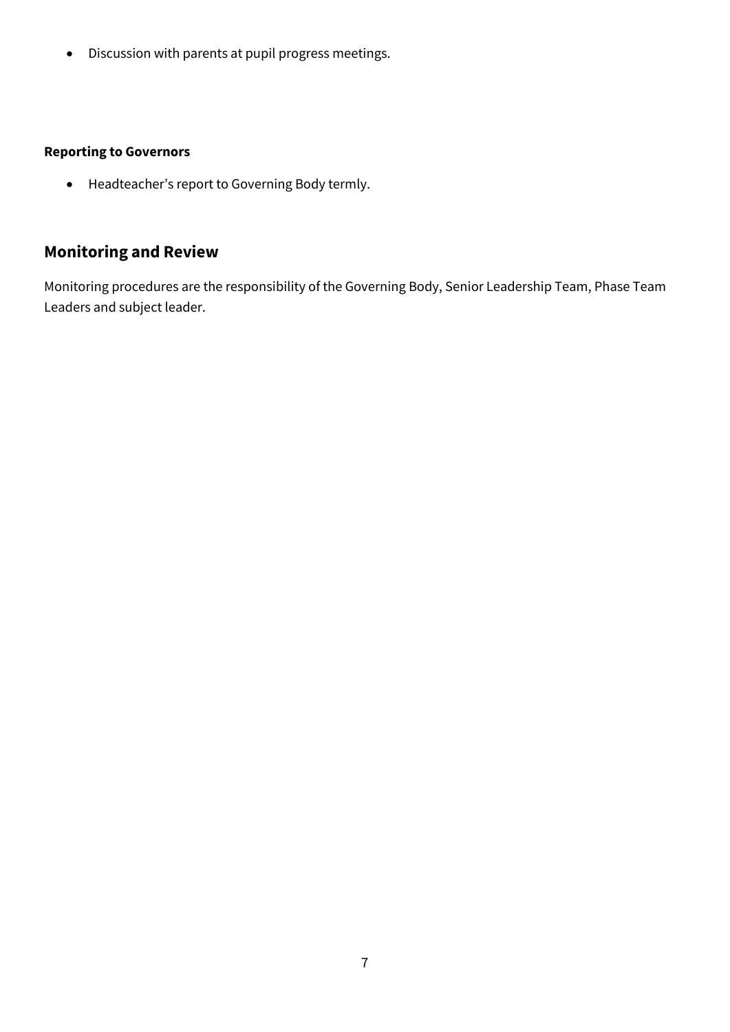- Discussion with parents at pupil progress meetings.

**Reporting to Governors**

- Headteacher's report to Governing Body termly.

## Monitoring and Review

Monitoring procedures are the responsibility of the Governing Body, Senior Leadership Team, Phase Team Leaders and subject leader.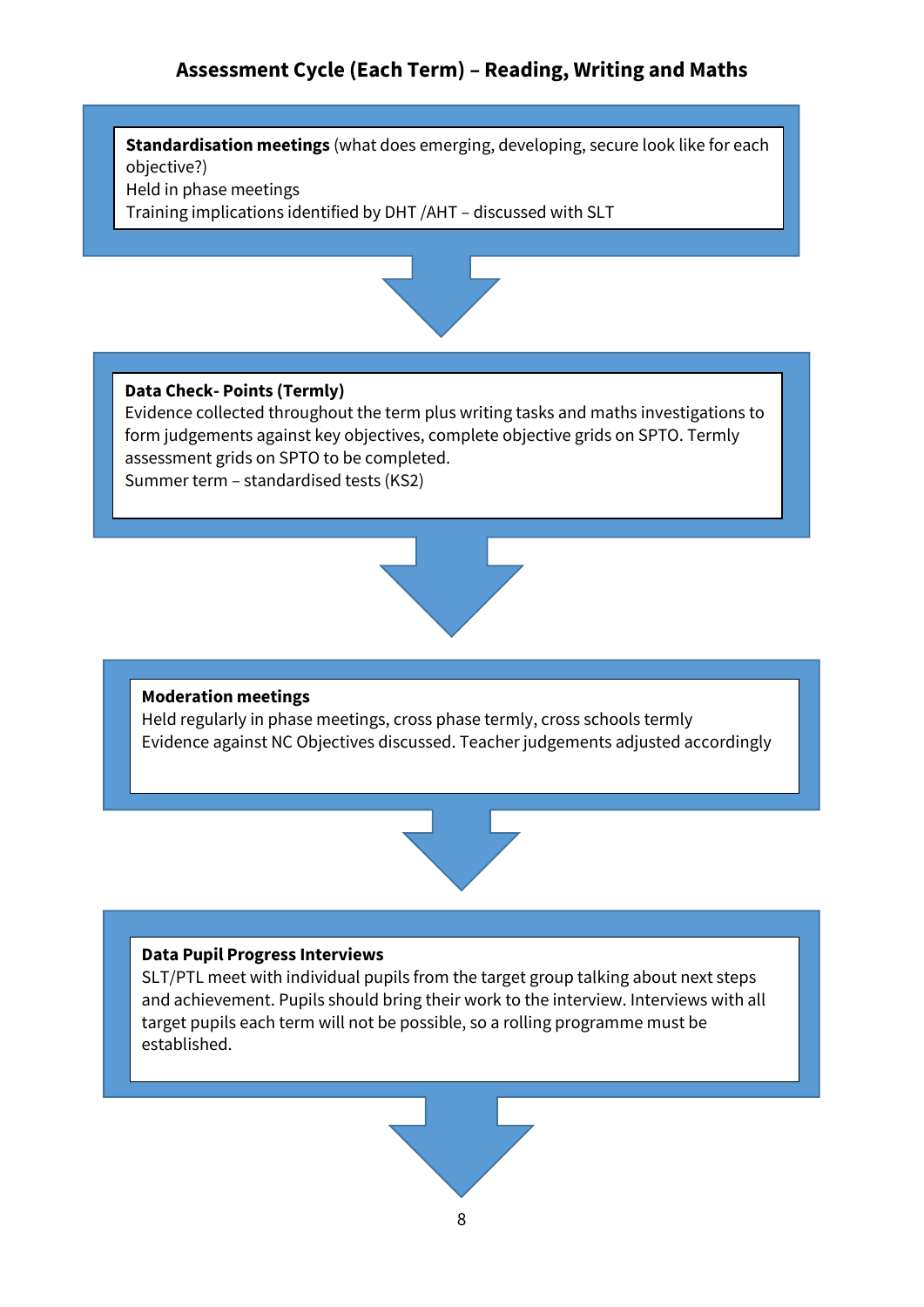## Assessment Cycle (Each Term) – Reading, Writing and Maths

**Standardisation meetings** (what does emerging, developing, secure look like for each objective?)
Held in phase meetings
Training implications identified by DHT /AHT – discussed with SLT

**Data Check- Points (Termly)**
Evidence collected throughout the term plus writing tasks and maths investigations to form judgements against key objectives, complete objective grids on SPTO. Termly assessment grids on SPTO to be completed.
Summer term – standardised tests (KS2)

**Moderation meetings**
Held regularly in phase meetings, cross phase termly, cross schools termly
Evidence against NC Objectives discussed. Teacher judgements adjusted accordingly

**Data Pupil Progress Interviews**
SLT/PTL meet with individual pupils from the target group talking about next steps and achievement. Pupils should bring their work to the interview. Interviews with all target pupils each term will not be possible, so a rolling programme must be established.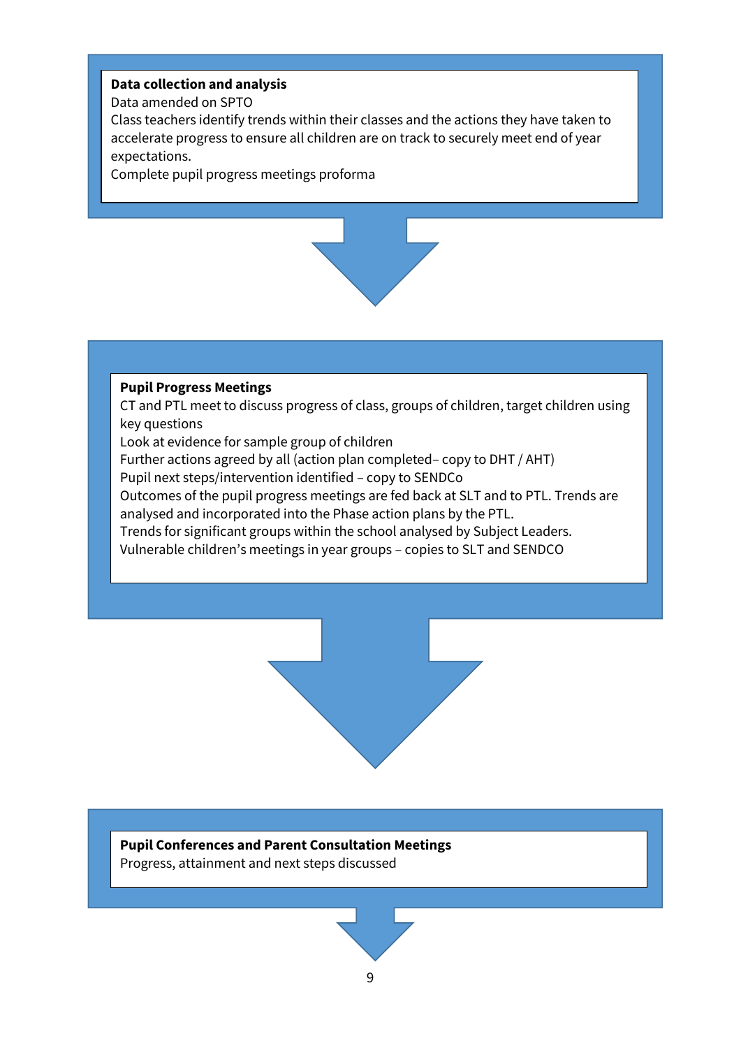**Data collection and analysis**

Data amended on SPTO

Class teachers identify trends within their classes and the actions they have taken to accelerate progress to ensure all children are on track to securely meet end of year expectations.

Complete pupil progress meetings proforma

**Pupil Progress Meetings**

CT and PTL meet to discuss progress of class, groups of children, target children using key questions

Look at evidence for sample group of children

Further actions agreed by all (action plan completed– copy to DHT / AHT)

Pupil next steps/intervention identified – copy to SENDCo

Outcomes of the pupil progress meetings are fed back at SLT and to PTL. Trends are analysed and incorporated into the Phase action plans by the PTL.

Trends for significant groups within the school analysed by Subject Leaders.

Vulnerable children's meetings in year groups – copies to SLT and SENDCO

**Pupil Conferences and Parent Consultation Meetings**

Progress, attainment and next steps discussed